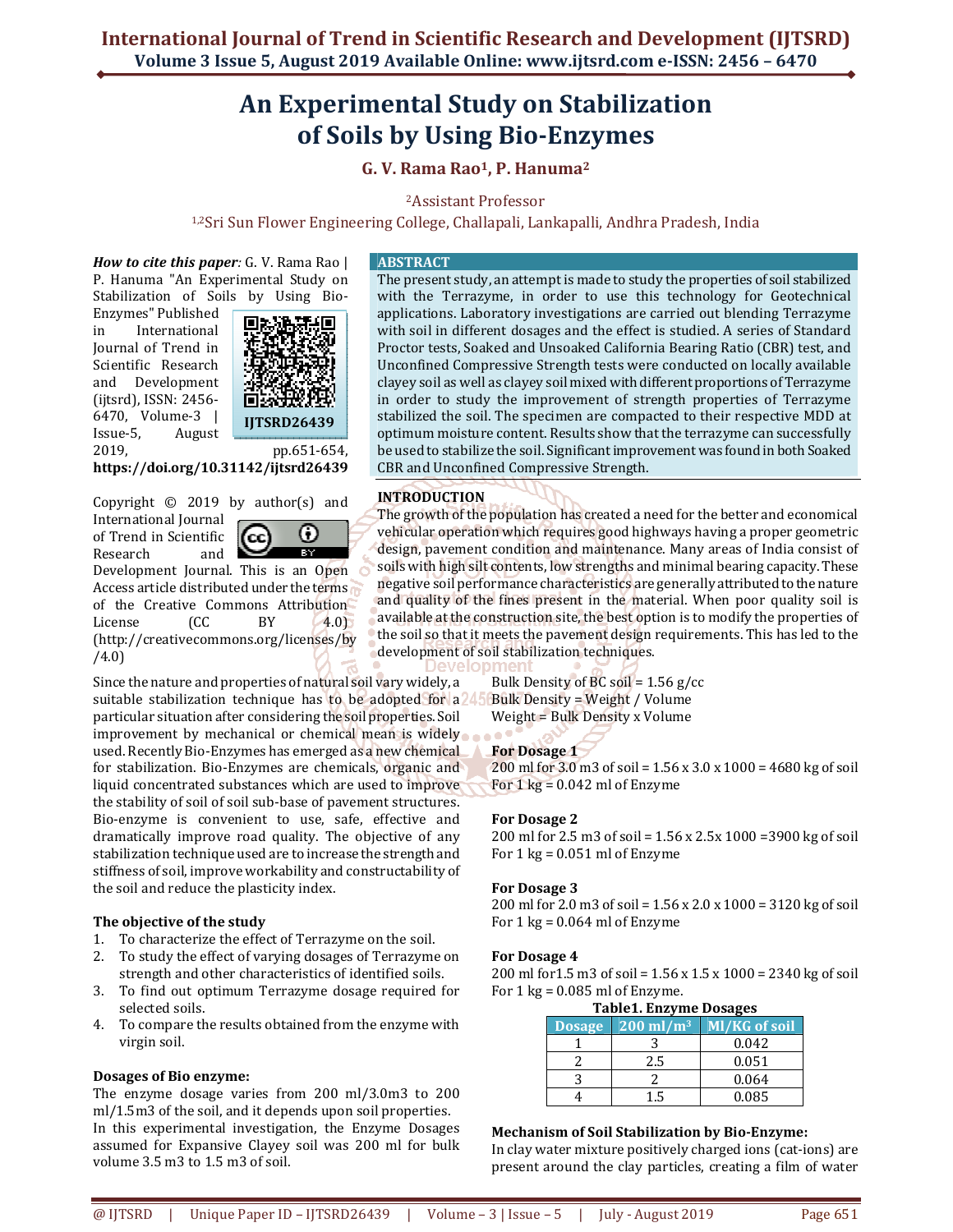# An Experimental Study on Stabilization of Soils by Using Bio-Enzymes

**G. V. Rama Rao[1], P. Hanuma[2]**

[2]Assistant Professor

[1,2]Sri Sun Flower Engineering College, Challapali, Lankapalli, Andhra Pradesh, India

***How to cite this paper****:* G. V. Rama Rao | P. Hanuma "An Experimental Study on Stabilization of Soils by Using Bio-Enzymes" Published in International Journal of Trend in Scientific Research and Development (ijtsrd), ISSN: 2456-6470, Volume-3 | Issue-5, August 2019, pp.651-654, **https://doi.org/10.31142/ijtsrd26439**

IJTSRD26439

Copyright © 2019 by author(s) and International Journal of Trend in Scientific Research and Development Journal. This is an Open Access article distributed under the terms of the Creative Commons Attribution License (CC BY 4.0) (http://creativecommons.org/licenses/by/4.0)

## ABSTRACT

The present study, an attempt is made to study the properties of soil stabilized with the Terrazyme, in order to use this technology for Geotechnical applications. Laboratory investigations are carried out blending Terrazyme with soil in different dosages and the effect is studied. A series of Standard Proctor tests, Soaked and Unsoaked California Bearing Ratio (CBR) test, and Unconfined Compressive Strength tests were conducted on locally available clayey soil as well as clayey soil mixed with different proportions of Terrazyme in order to study the improvement of strength properties of Terrazyme stabilized the soil. The specimen are compacted to their respective MDD at optimum moisture content. Results show that the terrazyme can successfully be used to stabilize the soil. Significant improvement was found in both Soaked CBR and Unconfined Compressive Strength.

## INTRODUCTION

The growth of the population has created a need for the better and economical vehicular operation which requires good highways having a proper geometric design, pavement condition and maintenance. Many areas of India consist of soils with high silt contents, low strengths and minimal bearing capacity. These negative soil performance characteristics are generally attributed to the nature and quality of the fines present in the material. When poor quality soil is available at the construction site, the best option is to modify the properties of the soil so that it meets the pavement design requirements. This has led to the development of soil stabilization techniques.

Since the nature and properties of natural soil vary widely, a suitable stabilization technique has to be adopted for a particular situation after considering the soil properties. Soil improvement by mechanical or chemical mean is widely used. Recently Bio-Enzymes has emerged as a new chemical for stabilization. Bio-Enzymes are chemicals, organic and liquid concentrated substances which are used to improve the stability of soil of soil sub-base of pavement structures. Bio-enzyme is convenient to use, safe, effective and dramatically improve road quality. The objective of any stabilization technique used are to increase the strength and stiffness of soil, improve workability and constructability of the soil and reduce the plasticity index.

### The objective of the study

1. To characterize the effect of Terrazyme on the soil.
2. To study the effect of varying dosages of Terrazyme on strength and other characteristics of identified soils.
3. To find out optimum Terrazyme dosage required for selected soils.
4. To compare the results obtained from the enzyme with virgin soil.

### Dosages of Bio enzyme:

The enzyme dosage varies from 200 ml/3.0m3 to 200 ml/1.5m3 of the soil, and it depends upon soil properties. In this experimental investigation, the Enzyme Dosages assumed for Expansive Clayey soil was 200 ml for bulk volume 3.5 m3 to 1.5 m3 of soil.

Bulk Density of BC soil = 1.56 g/cc
Bulk Density = Weight / Volume
Weight = Bulk Density x Volume

**For Dosage 1**
200 ml for 3.0 m3 of soil = 1.56 x 3.0 x 1000 = 4680 kg of soil
For 1 kg = 0.042 ml of Enzyme

**For Dosage 2**
200 ml for 2.5 m3 of soil = 1.56 x 2.5x 1000 =3900 kg of soil
For 1 kg = 0.051 ml of Enzyme

**For Dosage 3**
200 ml for 2.0 m3 of soil = 1.56 x 2.0 x 1000 = 3120 kg of soil
For 1 kg = 0.064 ml of Enzyme

**For Dosage 4**
200 ml for1.5 m3 of soil = 1.56 x 1.5 x 1000 = 2340 kg of soil
For 1 kg = 0.085 ml of Enzyme.

**Table1. Enzyme Dosages**

| Dosage | 200 ml/m$^3$ | Ml/KG of soil |
|---|---|---|
| 1 | 3 | 0.042 |
| 2 | 2.5 | 0.051 |
| 3 | 2 | 0.064 |
| 4 | 1.5 | 0.085 |

### Mechanism of Soil Stabilization by Bio-Enzyme:

In clay water mixture positively charged ions (cat-ions) are present around the clay particles, creating a film of water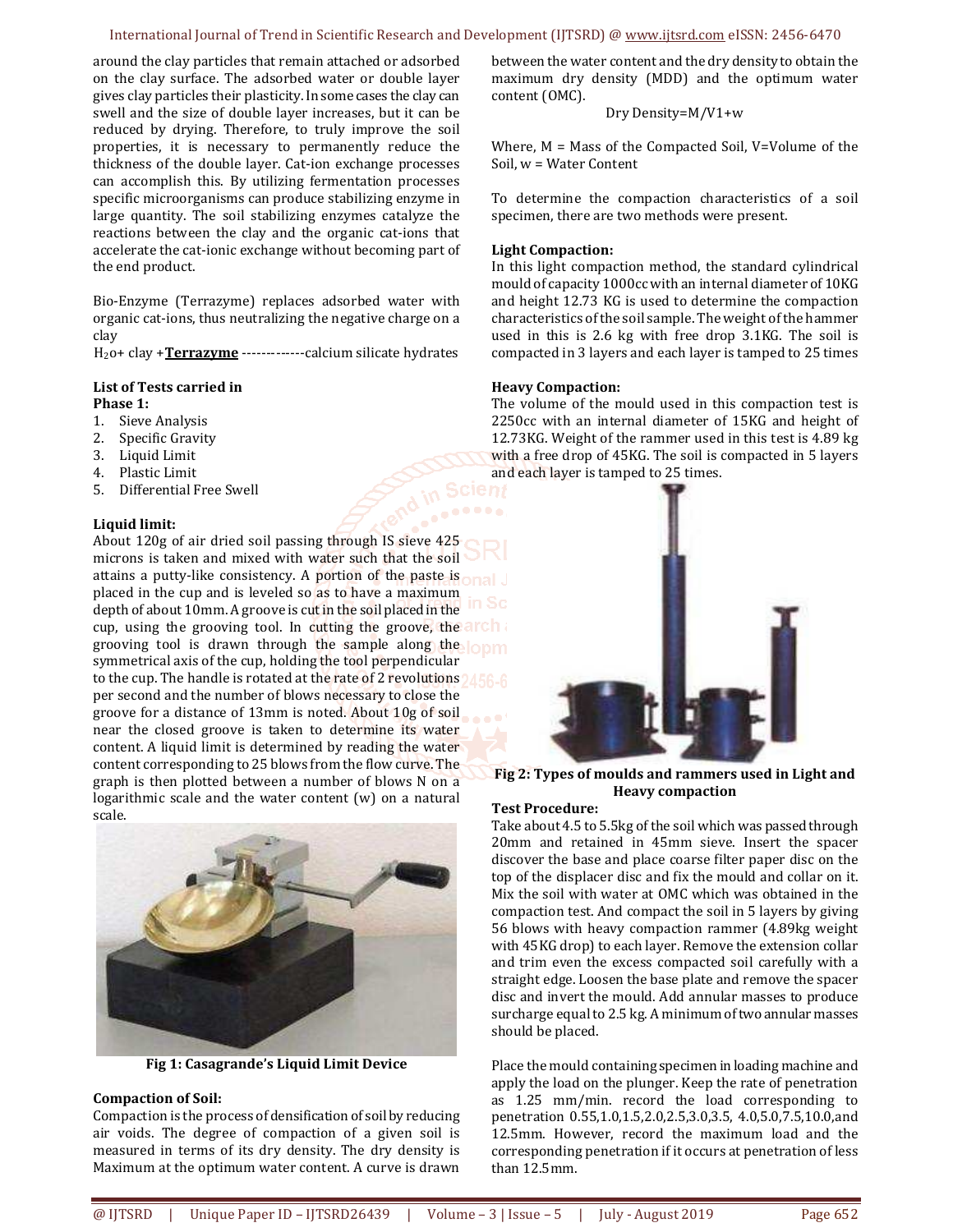around the clay particles that remain attached or adsorbed on the clay surface. The adsorbed water or double layer gives clay particles their plasticity. In some cases the clay can swell and the size of double layer increases, but it can be reduced by drying. Therefore, to truly improve the soil properties, it is necessary to permanently reduce the thickness of the double layer. Cat-ion exchange processes can accomplish this. By utilizing fermentation processes specific microorganisms can produce stabilizing enzyme in large quantity. The soil stabilizing enzymes catalyze the reactions between the clay and the organic cat-ions that accelerate the cat-ionic exchange without becoming part of the end product.

Bio-Enzyme (Terrazyme) replaces adsorbed water with organic cat-ions, thus neutralizing the negative charge on a clay

$H_2o$+ clay +**Terrazyme** -------------calcium silicate hydrates

**List of Tests carried in**
**Phase 1:**

1. Sieve Analysis
2. Specific Gravity
3. Liquid Limit
4. Plastic Limit
5. Differential Free Swell

**Liquid limit:**

About 120g of air dried soil passing through IS sieve 425 microns is taken and mixed with water such that the soil attains a putty-like consistency. A portion of the paste is placed in the cup and is leveled so as to have a maximum depth of about 10mm. A groove is cut in the soil placed in the cup, using the grooving tool. In cutting the groove, the grooving tool is drawn through the sample along the symmetrical axis of the cup, holding the tool perpendicular to the cup. The handle is rotated at the rate of 2 revolutions per second and the number of blows necessary to close the groove for a distance of 13mm is noted. About 10g of soil near the closed groove is taken to determine its water content. A liquid limit is determined by reading the water content corresponding to 25 blows from the flow curve. The graph is then plotted between a number of blows N on a logarithmic scale and the water content (w) on a natural scale.

**Fig 1: Casagrande's Liquid Limit Device**

**Compaction of Soil:**

Compaction is the process of densification of soil by reducing air voids. The degree of compaction of a given soil is measured in terms of its dry density. The dry density is Maximum at the optimum water content. A curve is drawn between the water content and the dry density to obtain the maximum dry density (MDD) and the optimum water content (OMC).

Dry Density=M/V1+w

Where, M = Mass of the Compacted Soil, V=Volume of the Soil, w = Water Content

To determine the compaction characteristics of a soil specimen, there are two methods were present.

**Light Compaction:**

In this light compaction method, the standard cylindrical mould of capacity 1000cc with an internal diameter of 10KG and height 12.73 KG is used to determine the compaction characteristics of the soil sample. The weight of the hammer used in this is 2.6 kg with free drop 3.1KG. The soil is compacted in 3 layers and each layer is tamped to 25 times

**Heavy Compaction:**

The volume of the mould used in this compaction test is 2250cc with an internal diameter of 15KG and height of 12.73KG. Weight of the rammer used in this test is 4.89 kg with a free drop of 45KG. The soil is compacted in 5 layers and each layer is tamped to 25 times.

**Fig 2: Types of moulds and rammers used in Light and Heavy compaction**

**Test Procedure:**

Take about 4.5 to 5.5kg of the soil which was passed through 20mm and retained in 45mm sieve. Insert the spacer discover the base and place coarse filter paper disc on the top of the displacer disc and fix the mould and collar on it. Mix the soil with water at OMC which was obtained in the compaction test. And compact the soil in 5 layers by giving 56 blows with heavy compaction rammer (4.89kg weight with 45KG drop) to each layer. Remove the extension collar and trim even the excess compacted soil carefully with a straight edge. Loosen the base plate and remove the spacer disc and invert the mould. Add annular masses to produce surcharge equal to 2.5 kg. A minimum of two annular masses should be placed.

Place the mould containing specimen in loading machine and apply the load on the plunger. Keep the rate of penetration as 1.25 mm/min. record the load corresponding to penetration 0.55,1.0,1.5,2.0,2.5,3.0,3.5, 4.0,5.0,7.5,10.0,and 12.5mm. However, record the maximum load and the corresponding penetration if it occurs at penetration of less than 12.5mm.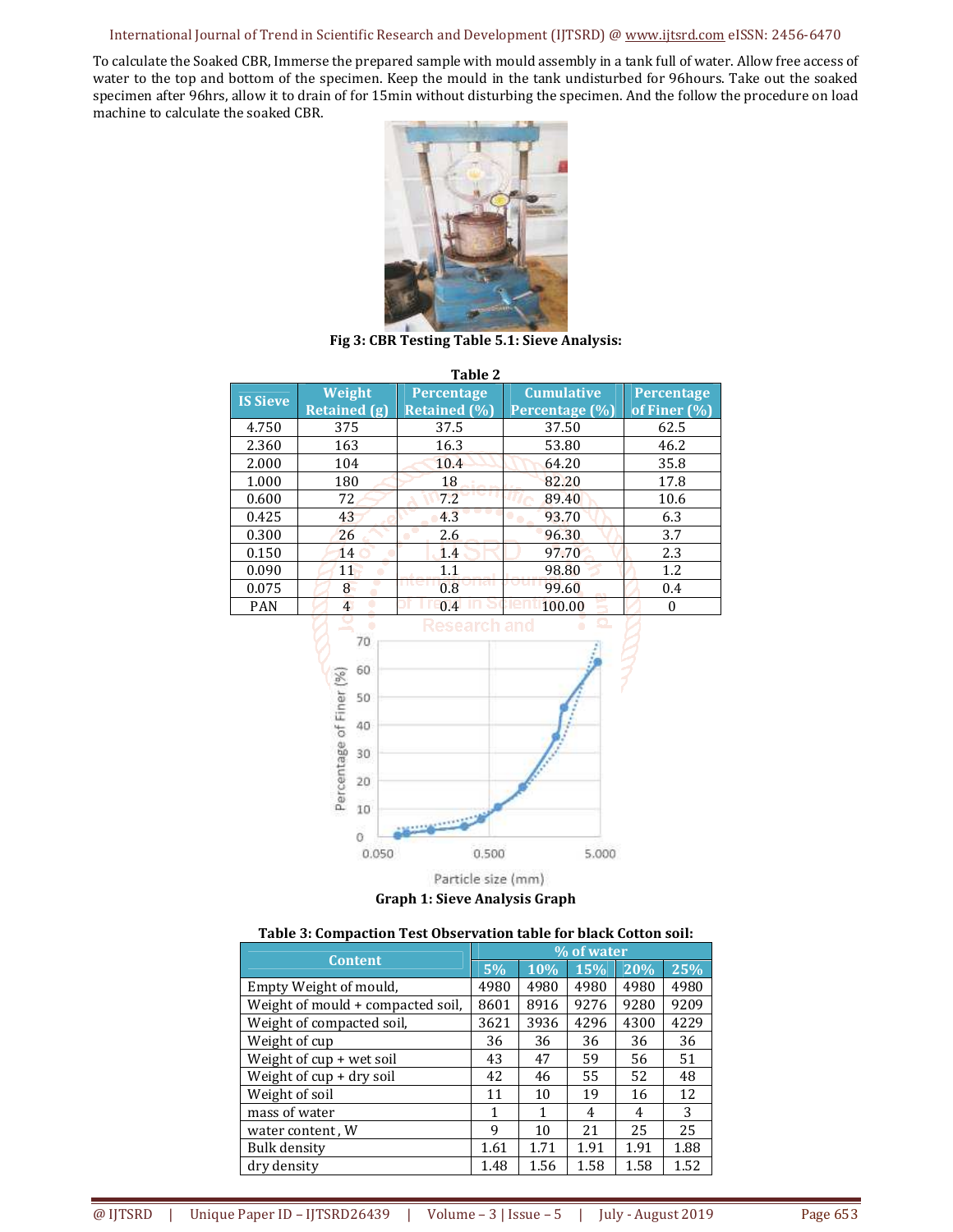To calculate the Soaked CBR, Immerse the prepared sample with mould assembly in a tank full of water. Allow free access of water to the top and bottom of the specimen. Keep the mould in the tank undisturbed for 96hours. Take out the soaked specimen after 96hrs, allow it to drain of for 15min without disturbing the specimen. And the follow the procedure on load machine to calculate the soaked CBR.

**Fig 3: CBR Testing Table 5.1: Sieve Analysis:**

**Table 2**

| IS Sieve | Weight Retained (g) | Percentage Retained (%) | Cumulative Percentage (%) | Percentage of Finer (%) |
|---|---|---|---|---|
| 4.750 | 375 | 37.5 | 37.50 | 62.5 |
| 2.360 | 163 | 16.3 | 53.80 | 46.2 |
| 2.000 | 104 | 10.4 | 64.20 | 35.8 |
| 1.000 | 180 | 18 | 82.20 | 17.8 |
| 0.600 | 72 | 7.2 | 89.40 | 10.6 |
| 0.425 | 43 | 4.3 | 93.70 | 6.3 |
| 0.300 | 26 | 2.6 | 96.30 | 3.7 |
| 0.150 | 14 | 1.4 | 97.70 | 2.3 |
| 0.090 | 11 | 1.1 | 98.80 | 1.2 |
| 0.075 | 8 | 0.8 | 99.60 | 0.4 |
| PAN | 4 | 0.4 | 100.00 | 0 |

**Graph 1: Sieve Analysis Graph**

**Table 3: Compaction Test Observation table for black Cotton soil:**

| Content | % of water | | | | |
|---|---|---|---|---|---|
| | 5% | 10% | 15% | 20% | 25% |
| Empty Weight of mould, | 4980 | 4980 | 4980 | 4980 | 4980 |
| Weight of mould + compacted soil, | 8601 | 8916 | 9276 | 9280 | 9209 |
| Weight of compacted soil, | 3621 | 3936 | 4296 | 4300 | 4229 |
| Weight of cup | 36 | 36 | 36 | 36 | 36 |
| Weight of cup + wet soil | 43 | 47 | 59 | 56 | 51 |
| Weight of cup + dry soil | 42 | 46 | 55 | 52 | 48 |
| Weight of soil | 11 | 10 | 19 | 16 | 12 |
| mass of water | 1 | 1 | 4 | 4 | 3 |
| water content , W | 9 | 10 | 21 | 25 | 25 |
| Bulk density | 1.61 | 1.71 | 1.91 | 1.91 | 1.88 |
| dry density | 1.48 | 1.56 | 1.58 | 1.58 | 1.52 |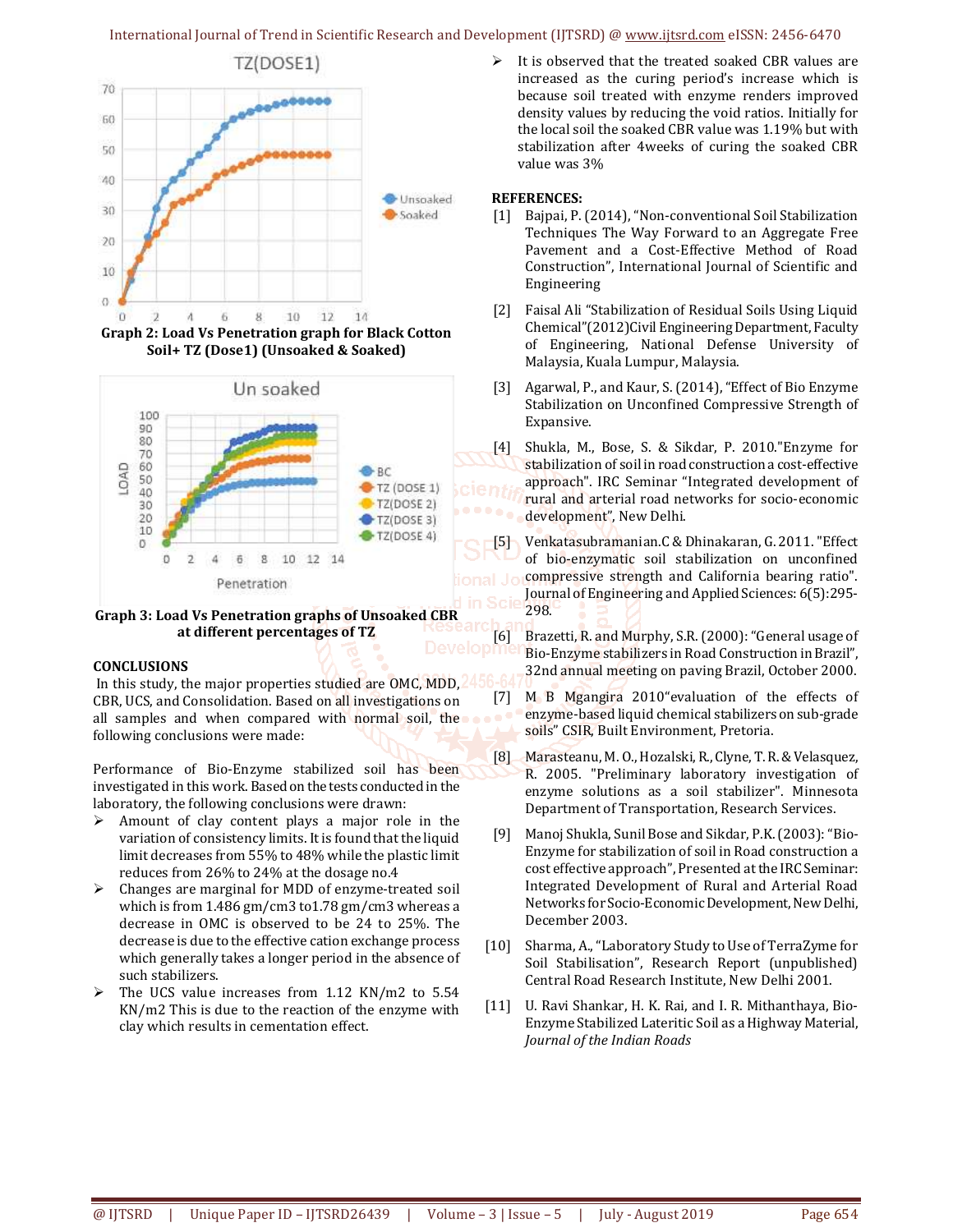TZ(DOSE1)

70
60
50
40
30
20
10
0

0 2 4 6 8 10 12 14

Unsoaked
Soaked

**Graph 2: Load Vs Penetration graph for Black Cotton Soil+ TZ (Dose1) (Unsoaked & Soaked)**

Un soaked

LOAD

100
90
80
70
60
50
40
30
20
10
0

0 2 4 6 8 10 12 14

Penetration

BC
TZ (DOSE 1)
TZ(DOSE 2)
TZ(DOSE 3)
TZ(DOSE 4)

**Graph 3: Load Vs Penetration graphs of Unsoaked CBR at different percentages of TZ**

## CONCLUSIONS

In this study, the major properties studied are OMC, MDD, CBR, UCS, and Consolidation. Based on all investigations on all samples and when compared with normal soil, the following conclusions were made:

Performance of Bio-Enzyme stabilized soil has been investigated in this work. Based on the tests conducted in the laboratory, the following conclusions were drawn:

- Amount of clay content plays a major role in the variation of consistency limits. It is found that the liquid limit decreases from 55% to 48% while the plastic limit reduces from 26% to 24% at the dosage no.4
- Changes are marginal for MDD of enzyme-treated soil which is from 1.486 gm/cm3 to1.78 gm/cm3 whereas a decrease in OMC is observed to be 24 to 25%. The decrease is due to the effective cation exchange process which generally takes a longer period in the absence of such stabilizers.
- The UCS value increases from 1.12 KN/m2 to 5.54 KN/m2 This is due to the reaction of the enzyme with clay which results in cementation effect.
- It is observed that the treated soaked CBR values are increased as the curing period's increase which is because soil treated with enzyme renders improved density values by reducing the void ratios. Initially for the local soil the soaked CBR value was 1.19% but with stabilization after 4weeks of curing the soaked CBR value was 3%

## REFERENCES:

[1] Bajpai, P. (2014), "Non-conventional Soil Stabilization Techniques The Way Forward to an Aggregate Free Pavement and a Cost-Effective Method of Road Construction", International Journal of Scientific and Engineering

[2] Faisal Ali "Stabilization of Residual Soils Using Liquid Chemical"(2012)Civil Engineering Department, Faculty of Engineering, National Defense University of Malaysia, Kuala Lumpur, Malaysia.

[3] Agarwal, P., and Kaur, S. (2014), "Effect of Bio Enzyme Stabilization on Unconfined Compressive Strength of Expansive.

[4] Shukla, M., Bose, S. & Sikdar, P. 2010."Enzyme for stabilization of soil in road construction a cost-effective approach". IRC Seminar "Integrated development of rural and arterial road networks for socio-economic development", New Delhi.

[5] Venkatasubramanian.C & Dhinakaran, G. 2011. "Effect of bio-enzymatic soil stabilization on unconfined compressive strength and California bearing ratio". Journal of Engineering and Applied Sciences: 6(5):295-298.

[6] Brazetti, R. and Murphy, S.R. (2000): "General usage of Bio-Enzyme stabilizers in Road Construction in Brazil", 32nd annual meeting on paving Brazil, October 2000.

[7] M B Mgangira 2010"evaluation of the effects of enzyme-based liquid chemical stabilizers on sub-grade soils" CSIR, Built Environment, Pretoria.

[8] Marasteanu, M. O., Hozalski, R., Clyne, T. R. & Velasquez, R. 2005. "Preliminary laboratory investigation of enzyme solutions as a soil stabilizer". Minnesota Department of Transportation, Research Services.

[9] Manoj Shukla, Sunil Bose and Sikdar, P.K. (2003): "Bio-Enzyme for stabilization of soil in Road construction a cost effective approach", Presented at the IRC Seminar: Integrated Development of Rural and Arterial Road Networks for Socio-Economic Development, New Delhi, December 2003.

[10] Sharma, A., "Laboratory Study to Use of TerraZyme for Soil Stabilisation", Research Report (unpublished) Central Road Research Institute, New Delhi 2001.

[11] U. Ravi Shankar, H. K. Rai, and I. R. Mithanthaya, Bio-Enzyme Stabilized Lateritic Soil as a Highway Material, *Journal of the Indian Roads*